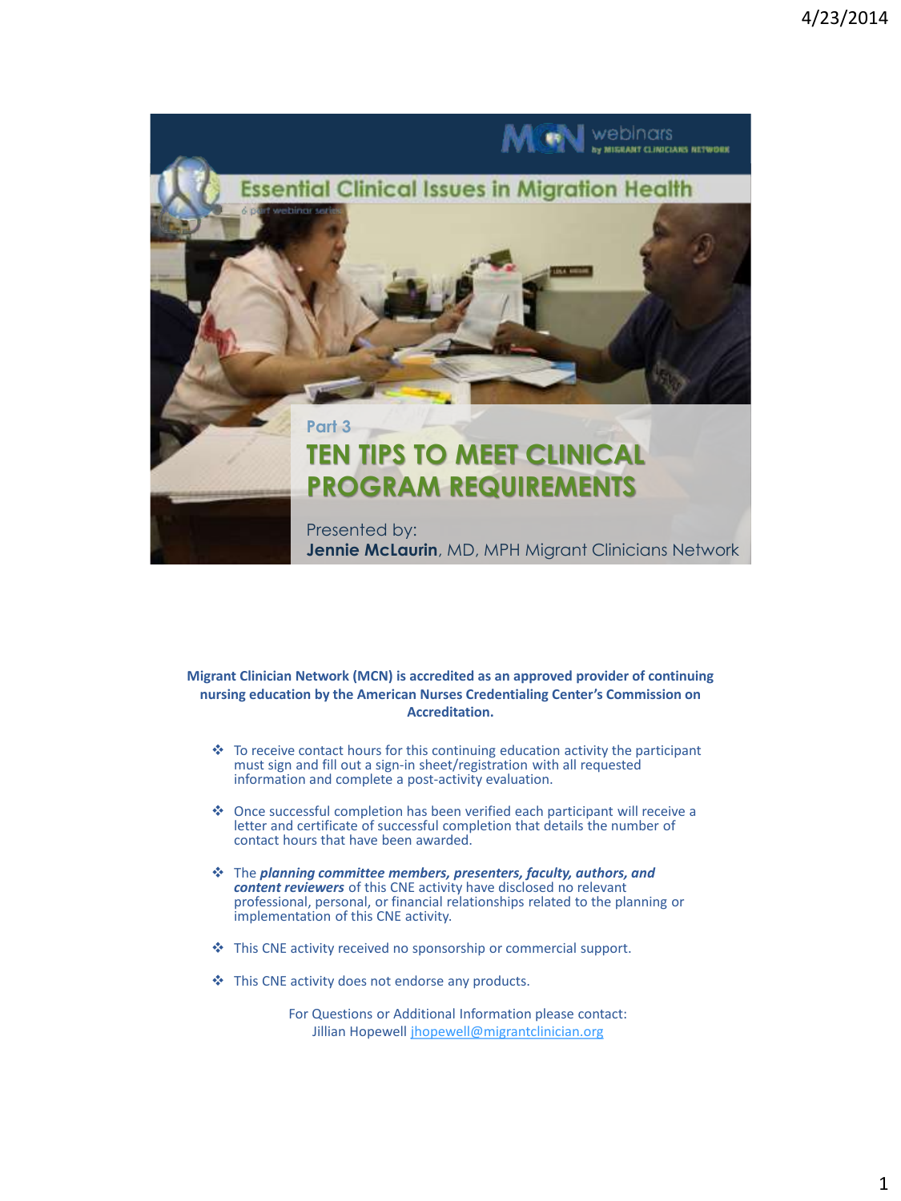MCN webinars by MIGRANT CLINICIANS NETWORK

Essential Clinical Issues in Migration Health

6 part webinar series

Part 3

# TEN TIPS TO MEET CLINICAL PROGRAM REQUIREMENTS

Presented by:
**Jennie McLaurin**, MD, MPH Migrant Clinicians Network

**Migrant Clinician Network (MCN) is accredited as an approved provider of continuing nursing education by the American Nurses Credentialing Center's Commission on Accreditation.**

- To receive contact hours for this continuing education activity the participant must sign and fill out a sign-in sheet/registration with all requested information and complete a post-activity evaluation.
- Once successful completion has been verified each participant will receive a letter and certificate of successful completion that details the number of contact hours that have been awarded.
- The ***planning committee members, presenters, faculty, authors, and content reviewers*** of this CNE activity have disclosed no relevant professional, personal, or financial relationships related to the planning or implementation of this CNE activity.
- This CNE activity received no sponsorship or commercial support.
- This CNE activity does not endorse any products.

For Questions or Additional Information please contact:
Jillian Hopewell jhopewell@migrantclinician.org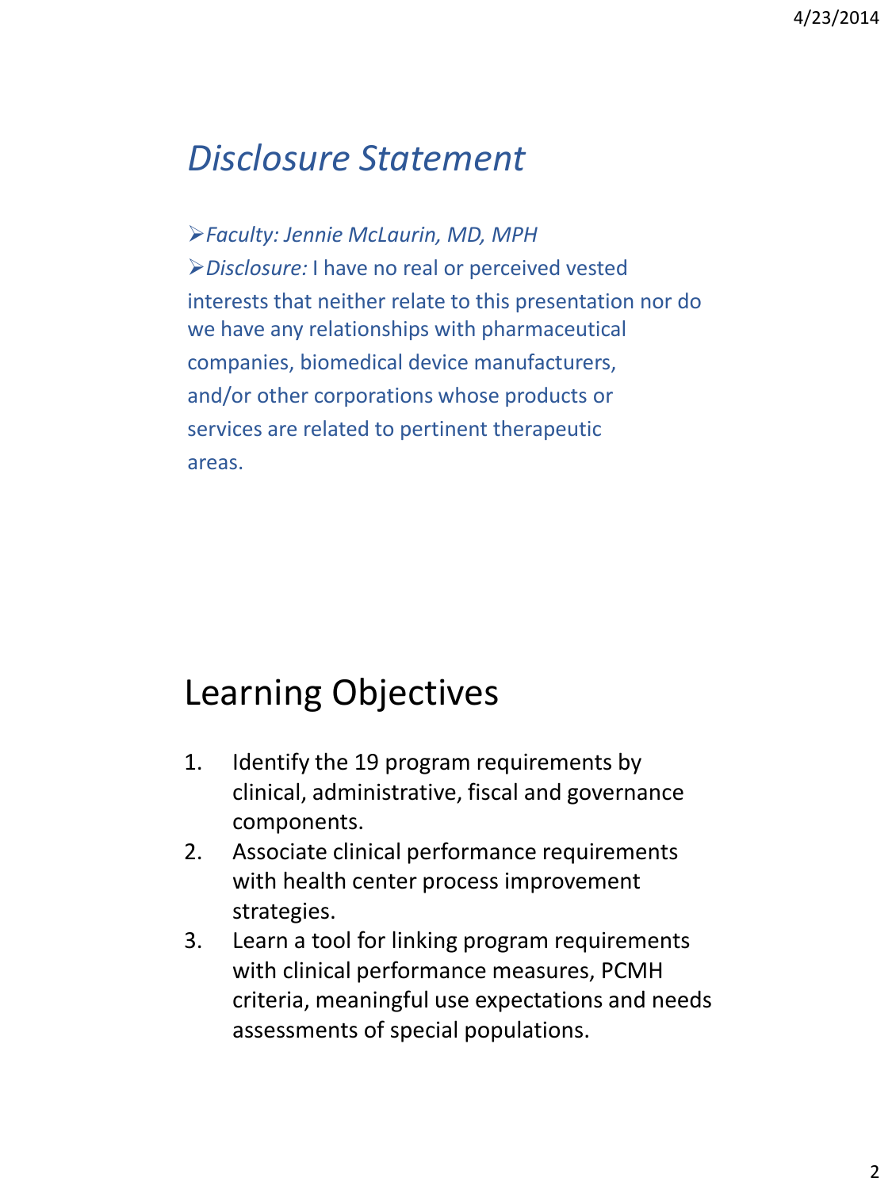## *Disclosure Statement*

➢*Faculty: Jennie McLaurin, MD, MPH*

➢*Disclosure:* I have no real or perceived vested interests that neither relate to this presentation nor do we have any relationships with pharmaceutical companies, biomedical device manufacturers, and/or other corporations whose products or services are related to pertinent therapeutic areas.

## Learning Objectives

1. Identify the 19 program requirements by clinical, administrative, fiscal and governance components.
2. Associate clinical performance requirements with health center process improvement strategies.
3. Learn a tool for linking program requirements with clinical performance measures, PCMH criteria, meaningful use expectations and needs assessments of special populations.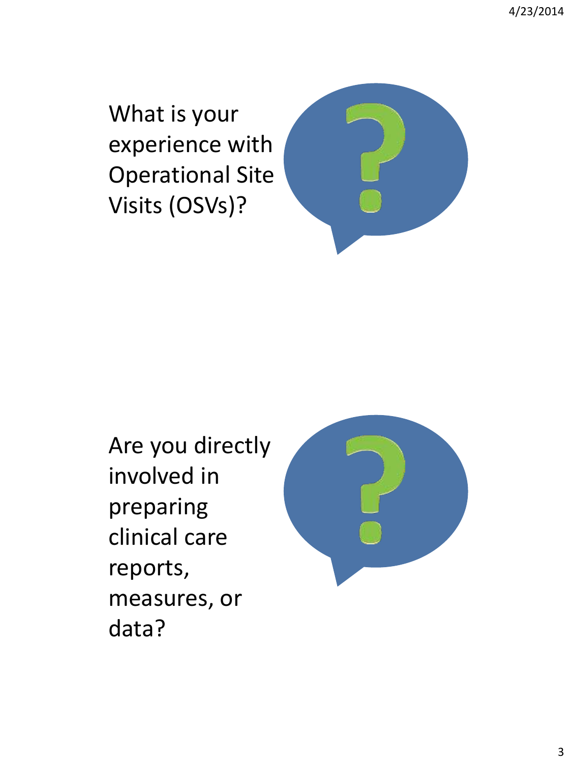What is your experience with Operational Site Visits (OSVs)?

Are you directly involved in preparing clinical care reports, measures, or data?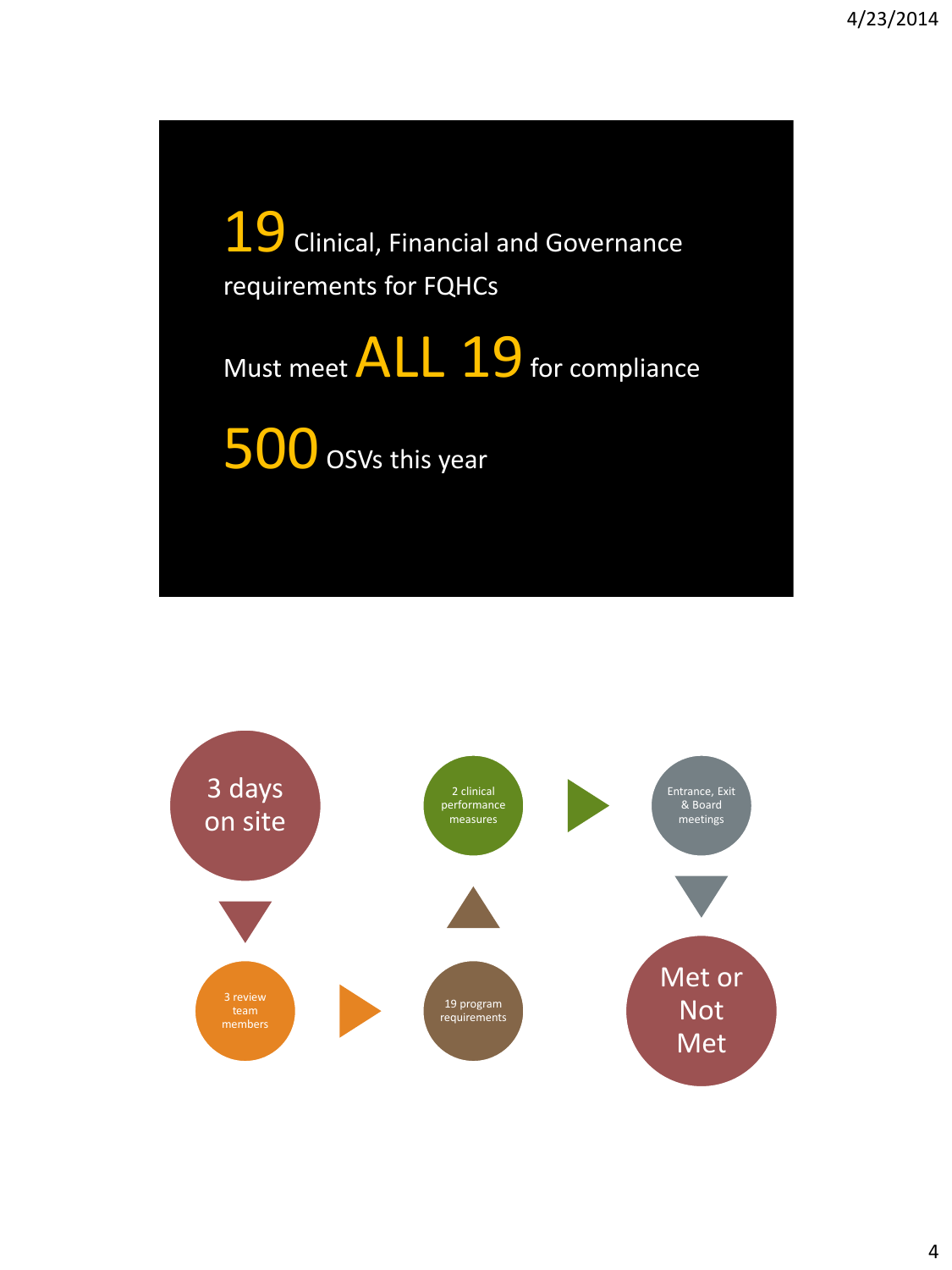**19** Clinical, Financial and Governance requirements for FQHCs

Must meet **ALL 19** for compliance

**500** OSVs this year

- 3 days on site
- 3 review team members
- 19 program requirements
- 2 clinical performance measures
- Entrance, Exit & Board meetings
- Met or Not Met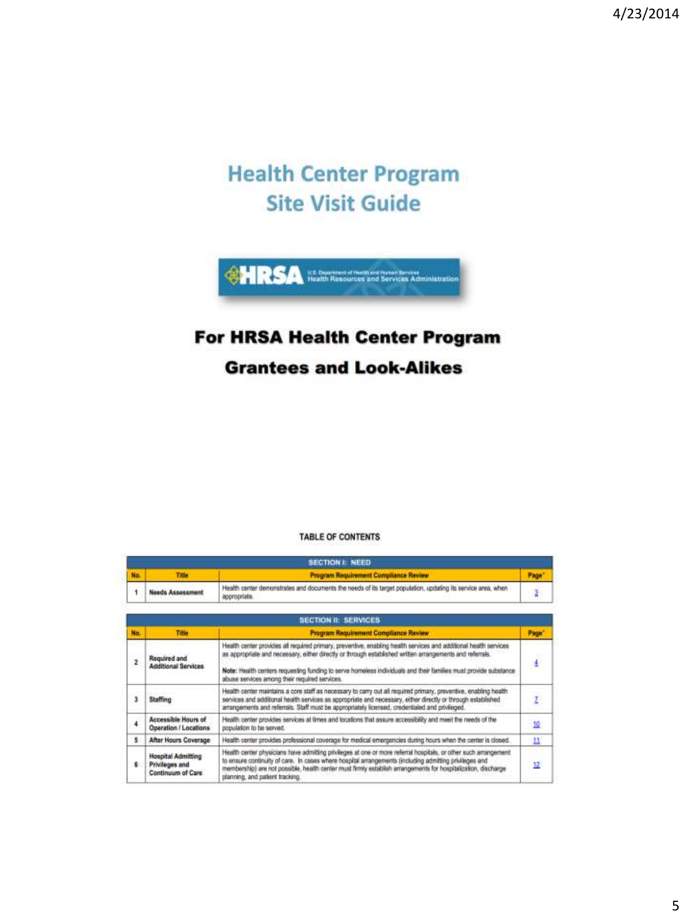# Health Center Program Site Visit Guide

HRSA U.S. Department of Health and Human Services Health Resources and Services Administration

## For HRSA Health Center Program Grantees and Look-Alikes

TABLE OF CONTENTS

| SECTION I: NEED | | | |
|---|---|---|---|
| No. | Title | Program Requirement Compliance Review | Page* |
| 1 | Needs Assessment | Health center demonstrates and documents the needs of its target population, updating its service area, when appropriate. | 3 |

| SECTION II: SERVICES | | | |
|---|---|---|---|
| No. | Title | Program Requirement Compliance Review | Page* |
| 2 | Required and Additional Services | Health center provides all required primary, preventive, enabling health services and additional health services as appropriate and necessary, either directly or through established written arrangements and referrals. **Note:** Health centers requesting funding to serve homeless individuals and their families must provide substance abuse services among their required services. | 4 |
| 3 | Staffing | Health center maintains a core staff as necessary to carry out all required primary, preventive, enabling health services and additional health services as appropriate and necessary, either directly or through established arrangements and referrals. Staff must be appropriately licensed, credentialed and privileged. | 7 |
| 4 | Accessible Hours of Operation / Locations | Health center provides services at times and locations that assure accessibility and meet the needs of the population to be served. | 10 |
| 5 | After Hours Coverage | Health center provides professional coverage for medical emergencies during hours when the center is closed. | 11 |
| 6 | Hospital Admitting Privileges and Continuum of Care | Health center physicians have admitting privileges at one or more referral hospitals, or other such arrangement to ensure continuity of care. In cases where hospital arrangements (including admitting privileges and membership) are not possible, health center must firmly establish arrangements for hospitalization, discharge planning, and patient tracking. | 12 |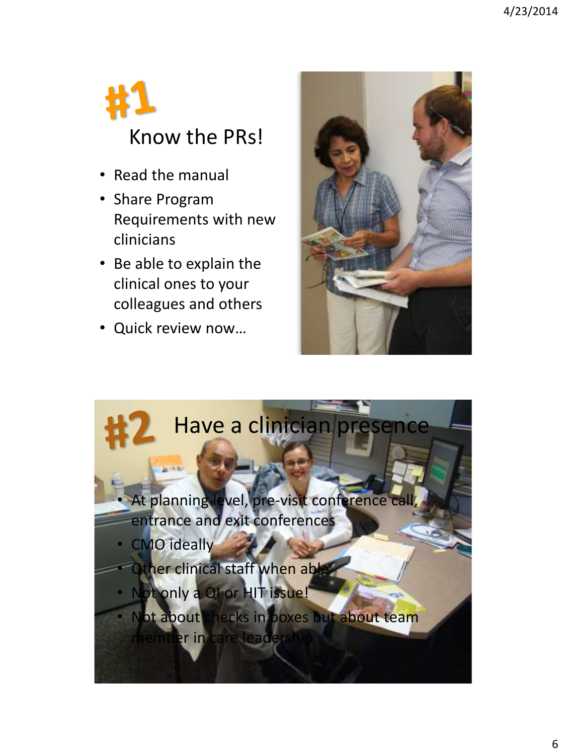# #1 Know the PRs!

- Read the manual
- Share Program Requirements with new clinicians
- Be able to explain the clinical ones to your colleagues and others
- Quick review now…

# #2 Have a clinician presence

- At planning level, pre-visit conference call, entrance and exit conferences
- CMO ideally
- Other clinical staff when able
- Not only a QI or HIT issue!
- Not about checks in boxes but about team member in care leadership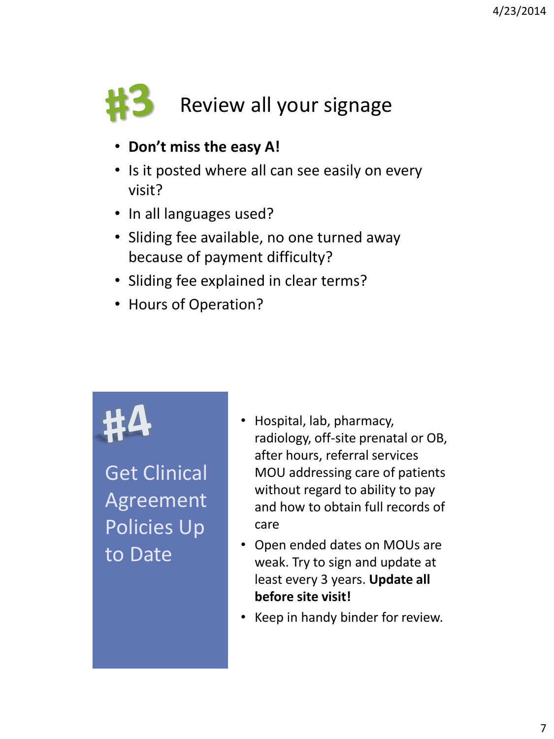## #3 Review all your signage

- **Don't miss the easy A!**
- Is it posted where all can see easily on every visit?
- In all languages used?
- Sliding fee available, no one turned away because of payment difficulty?
- Sliding fee explained in clear terms?
- Hours of Operation?

## #4 Get Clinical Agreement Policies Up to Date

- Hospital, lab, pharmacy, radiology, off-site prenatal or OB, after hours, referral services MOU addressing care of patients without regard to ability to pay and how to obtain full records of care
- Open ended dates on MOUs are weak. Try to sign and update at least every 3 years. **Update all before site visit!**
- Keep in handy binder for review.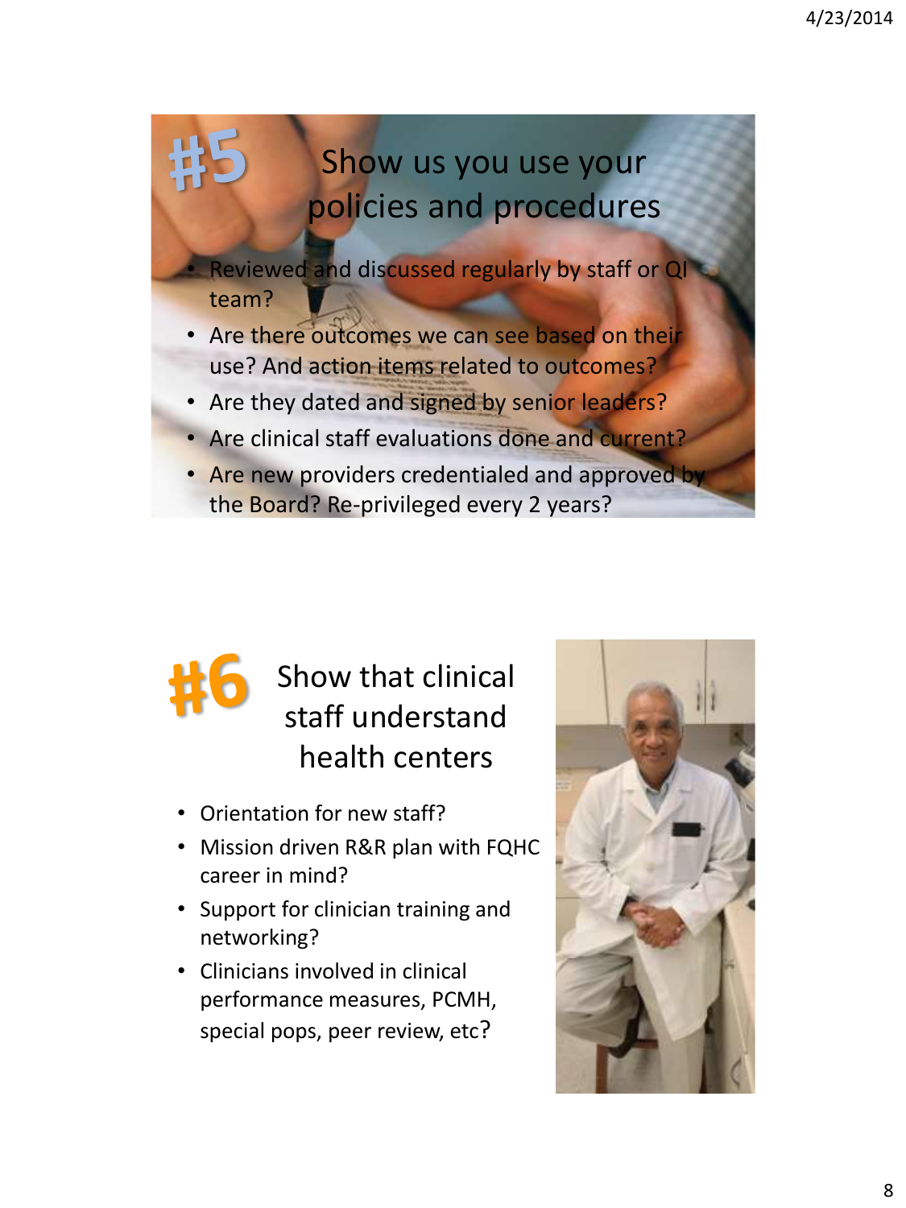## #5 Show us you use your policies and procedures

- Reviewed and discussed regularly by staff or QI team?
- Are there outcomes we can see based on their use? And action items related to outcomes?
- Are they dated and signed by senior leaders?
- Are clinical staff evaluations done and current?
- Are new providers credentialed and approved by the Board? Re-privileged every 2 years?

## #6 Show that clinical staff understand health centers

- Orientation for new staff?
- Mission driven R&R plan with FQHC career in mind?
- Support for clinician training and networking?
- Clinicians involved in clinical performance measures, PCMH, special pops, peer review, etc?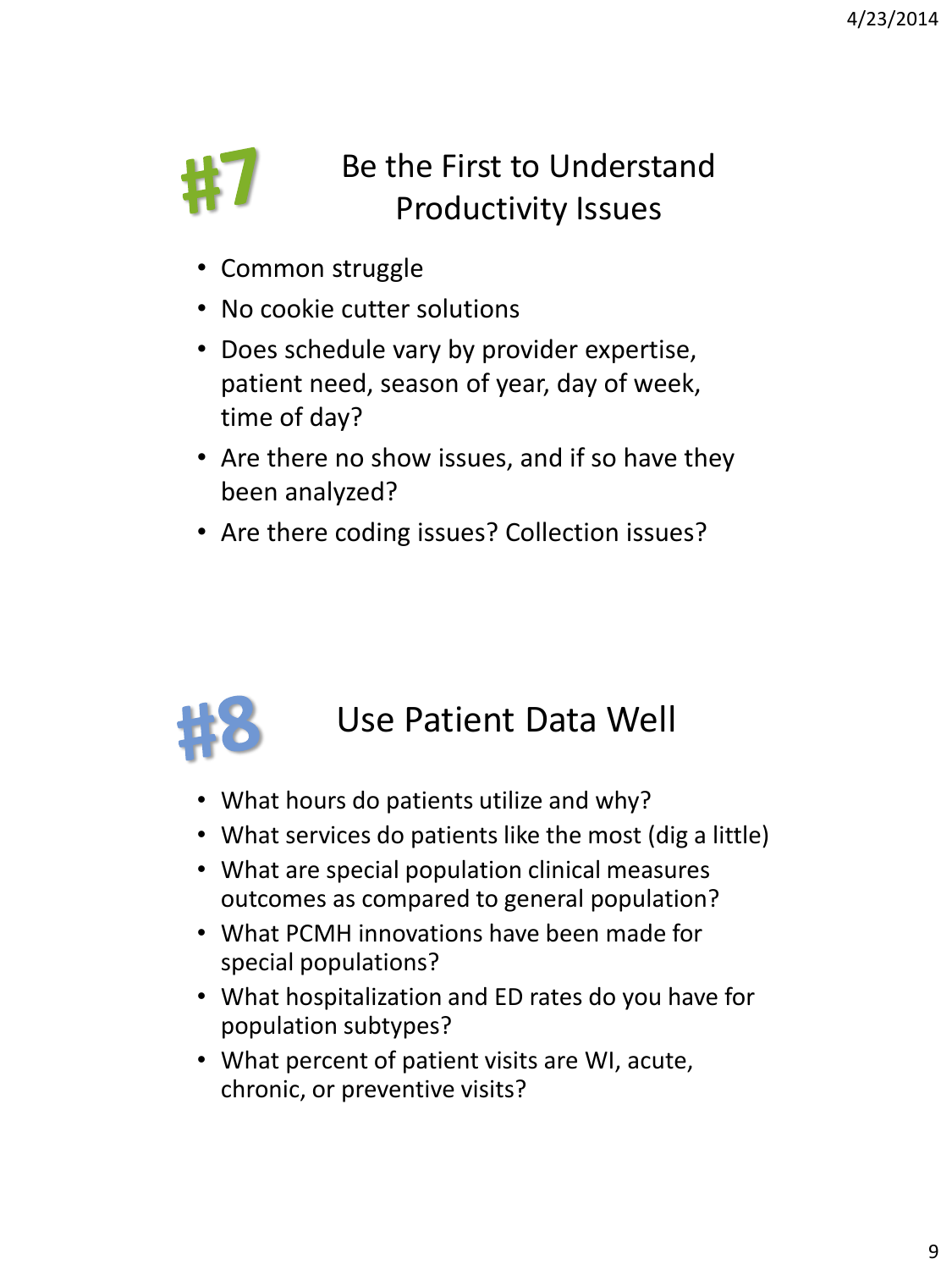## #7 Be the First to Understand Productivity Issues

- Common struggle
- No cookie cutter solutions
- Does schedule vary by provider expertise, patient need, season of year, day of week, time of day?
- Are there no show issues, and if so have they been analyzed?
- Are there coding issues? Collection issues?

## #8 Use Patient Data Well

- What hours do patients utilize and why?
- What services do patients like the most (dig a little)
- What are special population clinical measures outcomes as compared to general population?
- What PCMH innovations have been made for special populations?
- What hospitalization and ED rates do you have for population subtypes?
- What percent of patient visits are WI, acute, chronic, or preventive visits?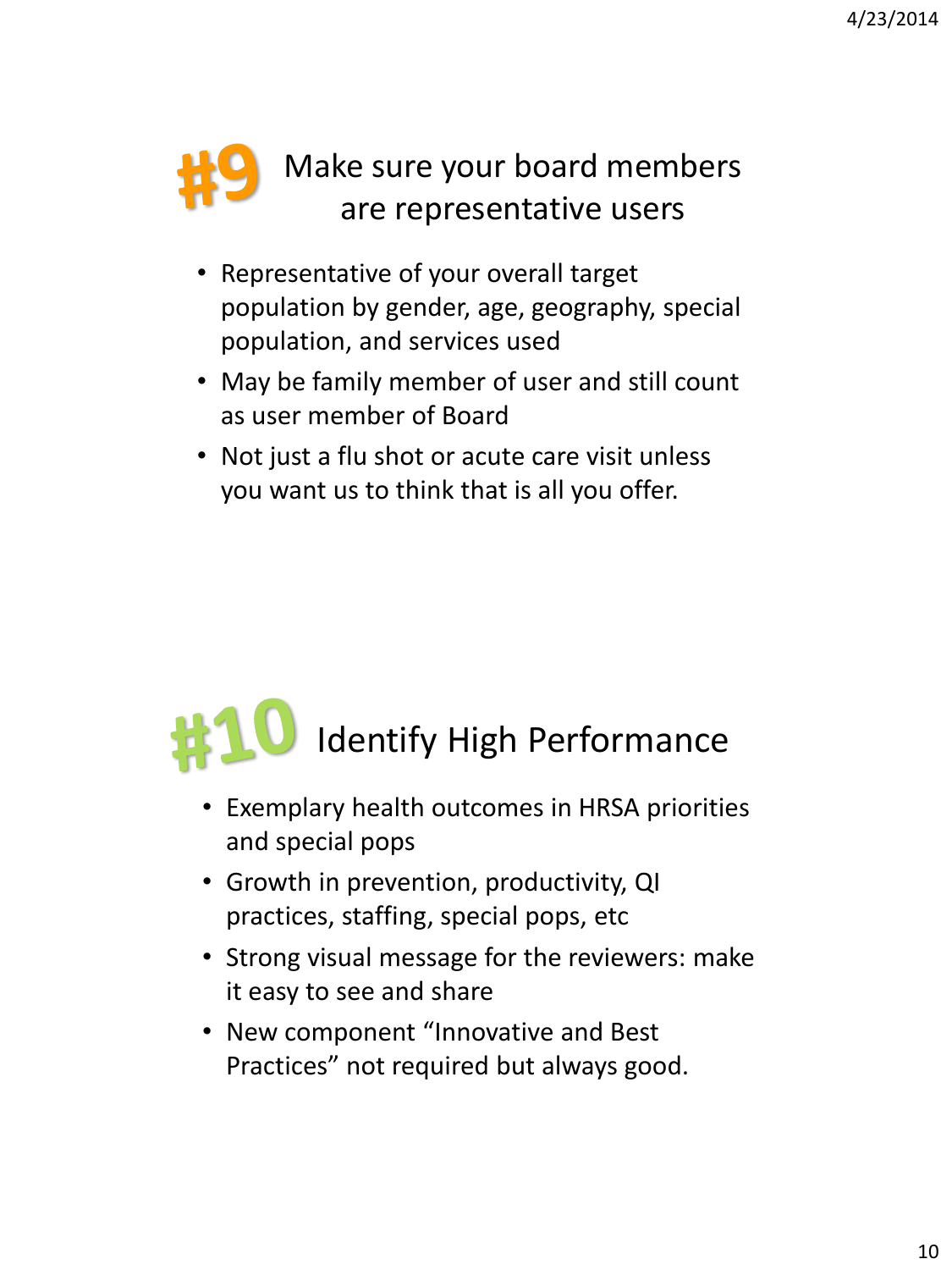## #9 Make sure your board members are representative users

- Representative of your overall target population by gender, age, geography, special population, and services used
- May be family member of user and still count as user member of Board
- Not just a flu shot or acute care visit unless you want us to think that is all you offer.

## #10 Identify High Performance

- Exemplary health outcomes in HRSA priorities and special pops
- Growth in prevention, productivity, QI practices, staffing, special pops, etc
- Strong visual message for the reviewers: make it easy to see and share
- New component "Innovative and Best Practices" not required but always good.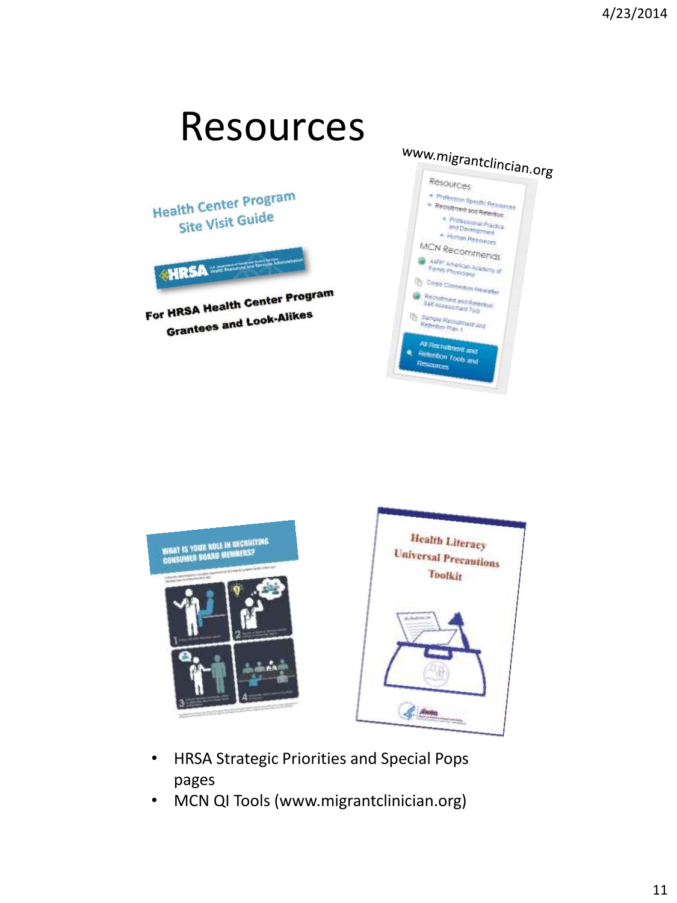# Resources

www.migrantclincian.org

Health Center Program Site Visit Guide

For HRSA Health Center Program Grantees and Look-Alikes

What is your role in recruiting consumer board members?

Health Literacy Universal Precautions Toolkit

- HRSA Strategic Priorities and Special Pops pages
- MCN QI Tools (www.migrantclinician.org)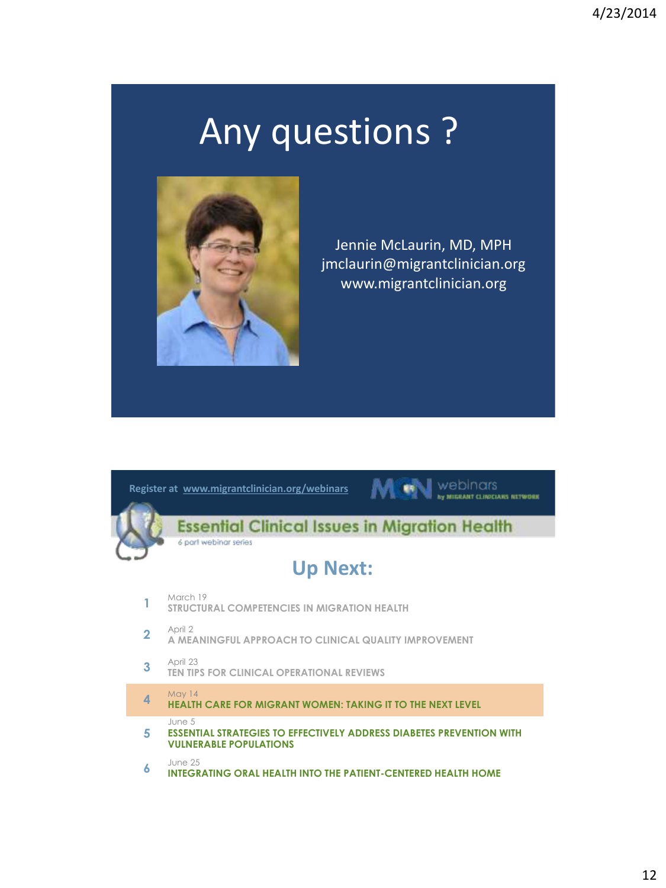# Any questions ?

Jennie McLaurin, MD, MPH
jmclaurin@migrantclinician.org
www.migrantclinician.org

Register at www.migrantclinician.org/webinars

MCN webinars by MIGRANT CLINICIANS NETWORK

## Essential Clinical Issues in Migration Health

6 part webinar series

## Up Next:

1. March 19
   STRUCTURAL COMPETENCIES IN MIGRATION HEALTH
2. April 2
   A MEANINGFUL APPROACH TO CLINICAL QUALITY IMPROVEMENT
3. April 23
   TEN TIPS FOR CLINICAL OPERATIONAL REVIEWS
4. May 14
   **HEALTH CARE FOR MIGRANT WOMEN: TAKING IT TO THE NEXT LEVEL**
5. June 5
   ESSENTIAL STRATEGIES TO EFFECTIVELY ADDRESS DIABETES PREVENTION WITH VULNERABLE POPULATIONS
6. June 25
   INTEGRATING ORAL HEALTH INTO THE PATIENT-CENTERED HEALTH HOME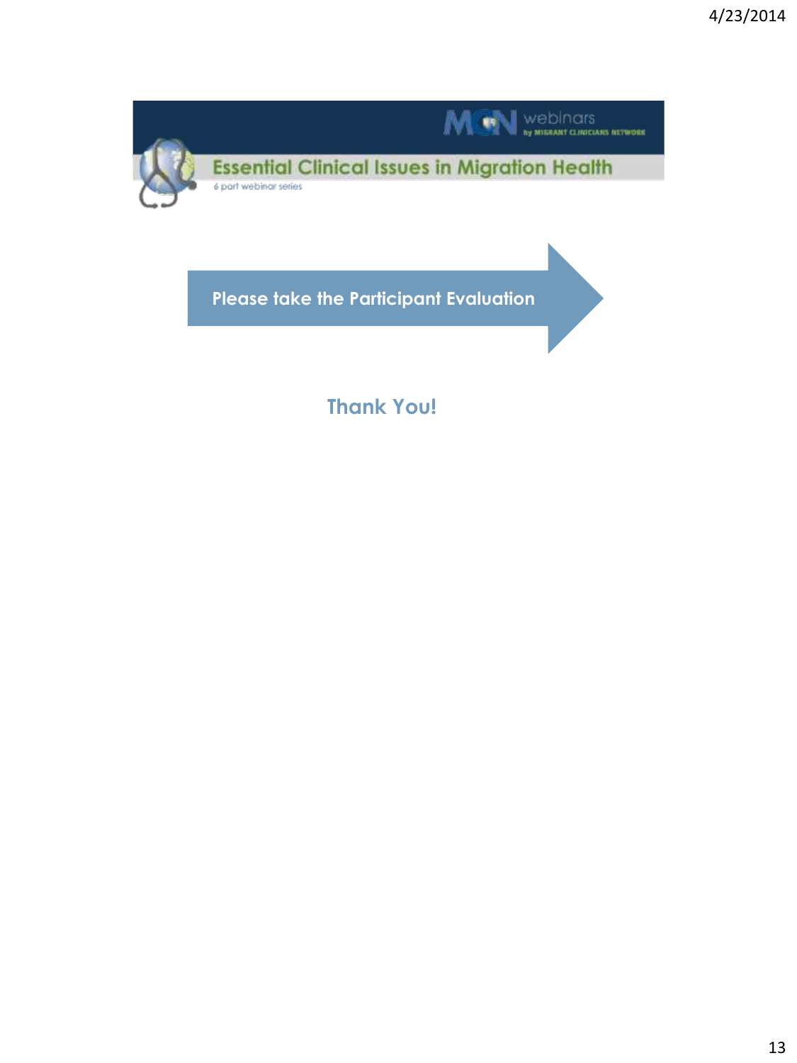MCN webinars by MIGRANT CLINICIANS NETWORK

## Essential Clinical Issues in Migration Health

6 part webinar series

**Please take the Participant Evaluation**

**Thank You!**